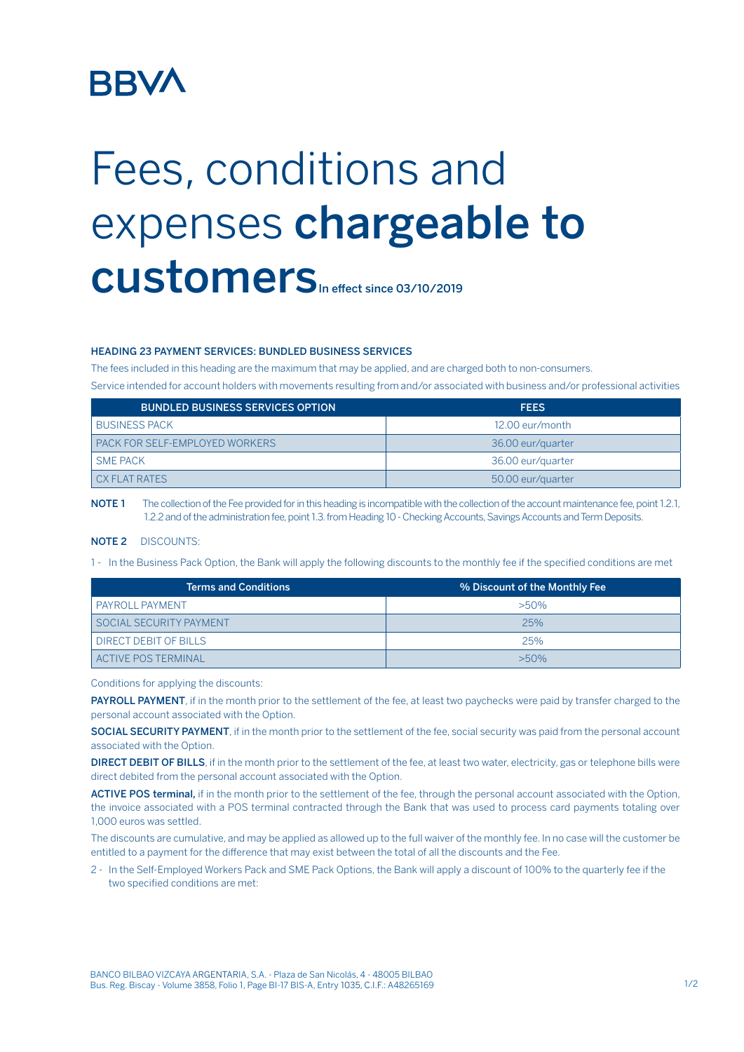BBVA

# Fees, conditions and expenses **chargeable to customers** In effect since 03/10/2019

### HEADING 23 PAYMENT SERVICES: BUNDLED BUSINESS SERVICES

The fees included in this heading are the maximum that may be applied, and are charged both to non-consumers.

Service intended for account holders with movements resulting from and/or associated with business and/or professional activities

| BUNDLED BUSINESS SERVICES OPTION | FEES |
|---|---|
| BUSINESS PACK | 12.00 eur/month |
| PACK FOR SELF-EMPLOYED WORKERS | 36.00 eur/quarter |
| SME PACK | 36.00 eur/quarter |
| CX FLAT RATES | 50.00 eur/quarter |

**NOTE 1** The collection of the Fee provided for in this heading is incompatible with the collection of the account maintenance fee, point 1.2.1, 1.2.2 and of the administration fee, point 1.3. from Heading 10 - Checking Accounts, Savings Accounts and Term Deposits.

**NOTE 2** DISCOUNTS:

1 - In the Business Pack Option, the Bank will apply the following discounts to the monthly fee if the specified conditions are met

| Terms and Conditions | % Discount of the Monthly Fee |
|---|---|
| PAYROLL PAYMENT | >50% |
| SOCIAL SECURITY PAYMENT | 25% |
| DIRECT DEBIT OF BILLS | 25% |
| ACTIVE POS TERMINAL | >50% |

Conditions for applying the discounts:

**PAYROLL PAYMENT**, if in the month prior to the settlement of the fee, at least two paychecks were paid by transfer charged to the personal account associated with the Option.

**SOCIAL SECURITY PAYMENT**, if in the month prior to the settlement of the fee, social security was paid from the personal account associated with the Option.

**DIRECT DEBIT OF BILLS**, if in the month prior to the settlement of the fee, at least two water, electricity, gas or telephone bills were direct debited from the personal account associated with the Option.

**ACTIVE POS terminal,** if in the month prior to the settlement of the fee, through the personal account associated with the Option, the invoice associated with a POS terminal contracted through the Bank that was used to process card payments totaling over 1,000 euros was settled.

The discounts are cumulative, and may be applied as allowed up to the full waiver of the monthly fee. In no case will the customer be entitled to a payment for the difference that may exist between the total of all the discounts and the Fee.

2 - In the Self-Employed Workers Pack and SME Pack Options, the Bank will apply a discount of 100% to the quarterly fee if the two specified conditions are met:

BANCO BILBAO VIZCAYA ARGENTARIA, S.A. - Plaza de San Nicolás, 4 - 48005 BILBAO
Bus. Reg. Biscay - Volume 3858, Folio 1, Page BI-17 BIS-A, Entry 1035, C.I.F.: A48265169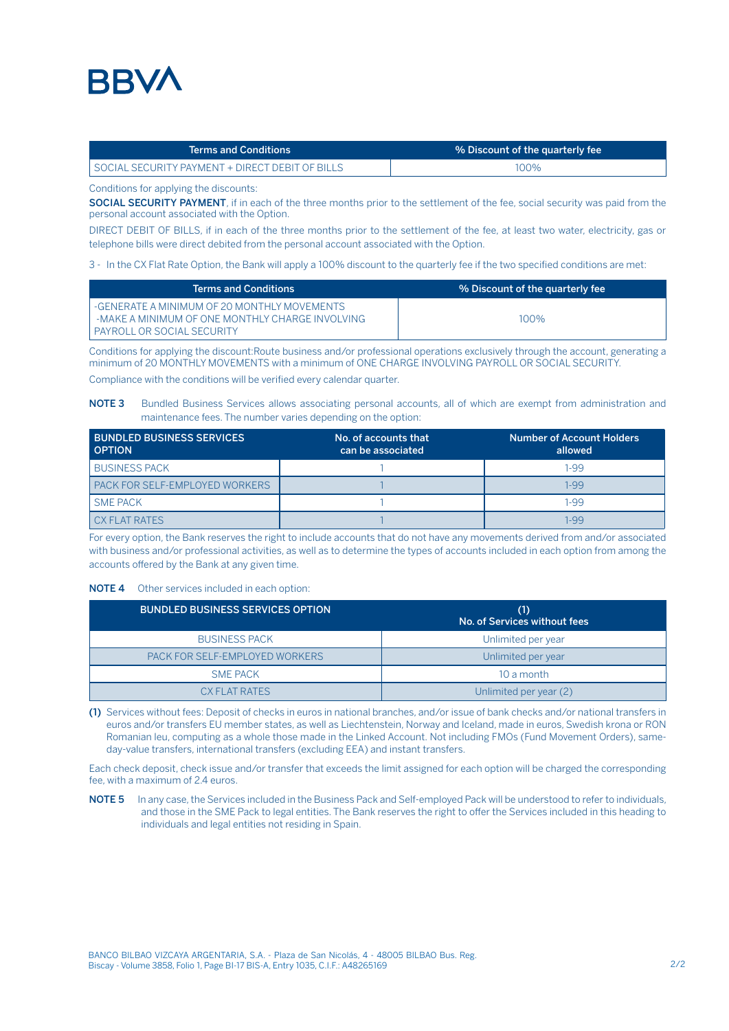**BBVA**

| Terms and Conditions | % Discount of the quarterly fee |
|---|---|
| SOCIAL SECURITY PAYMENT + DIRECT DEBIT OF BILLS | 100% |

Conditions for applying the discounts:

**SOCIAL SECURITY PAYMENT**, if in each of the three months prior to the settlement of the fee, social security was paid from the personal account associated with the Option.

DIRECT DEBIT OF BILLS, if in each of the three months prior to the settlement of the fee, at least two water, electricity, gas or telephone bills were direct debited from the personal account associated with the Option.

3 - In the CX Flat Rate Option, the Bank will apply a 100% discount to the quarterly fee if the two specified conditions are met:

| Terms and Conditions | % Discount of the quarterly fee |
|---|---|
| -GENERATE A MINIMUM OF 20 MONTHLY MOVEMENTS<br>-MAKE A MINIMUM OF ONE MONTHLY CHARGE INVOLVING PAYROLL OR SOCIAL SECURITY | 100% |

Conditions for applying the discount:Route business and/or professional operations exclusively through the account, generating a minimum of 20 MONTHLY MOVEMENTS with a minimum of ONE CHARGE INVOLVING PAYROLL OR SOCIAL SECURITY.

Compliance with the conditions will be verified every calendar quarter.

**NOTE 3** Bundled Business Services allows associating personal accounts, all of which are exempt from administration and maintenance fees. The number varies depending on the option:

| BUNDLED BUSINESS SERVICES OPTION | No. of accounts that can be associated | Number of Account Holders allowed |
|---|---|---|
| BUSINESS PACK | 1 | 1-99 |
| PACK FOR SELF-EMPLOYED WORKERS | 1 | 1-99 |
| SME PACK | 1 | 1-99 |
| CX FLAT RATES | 1 | 1-99 |

For every option, the Bank reserves the right to include accounts that do not have any movements derived from and/or associated with business and/or professional activities, as well as to determine the types of accounts included in each option from among the accounts offered by the Bank at any given time.

**NOTE 4** Other services included in each option:

| BUNDLED BUSINESS SERVICES OPTION | (1) No. of Services without fees |
|---|---|
| BUSINESS PACK | Unlimited per year |
| PACK FOR SELF-EMPLOYED WORKERS | Unlimited per year |
| SME PACK | 10 a month |
| CX FLAT RATES | Unlimited per year (2) |

**(1)** Services without fees: Deposit of checks in euros in national branches, and/or issue of bank checks and/or national transfers in euros and/or transfers EU member states, as well as Liechtenstein, Norway and Iceland, made in euros, Swedish krona or RON Romanian leu, computing as a whole those made in the Linked Account. Not including FMOs (Fund Movement Orders), same-day-value transfers, international transfers (excluding EEA) and instant transfers.

Each check deposit, check issue and/or transfer that exceeds the limit assigned for each option will be charged the corresponding fee, with a maximum of 2.4 euros.

**NOTE 5** In any case, the Services included in the Business Pack and Self-employed Pack will be understood to refer to individuals, and those in the SME Pack to legal entities. The Bank reserves the right to offer the Services included in this heading to individuals and legal entities not residing in Spain.

BANCO BILBAO VIZCAYA ARGENTARIA, S.A. - Plaza de San Nicolás, 4 - 48005 BILBAO Bus. Reg. Biscay - Volume 3858, Folio 1, Page BI-17 BIS-A, Entry 1035, C.I.F.: A48265169